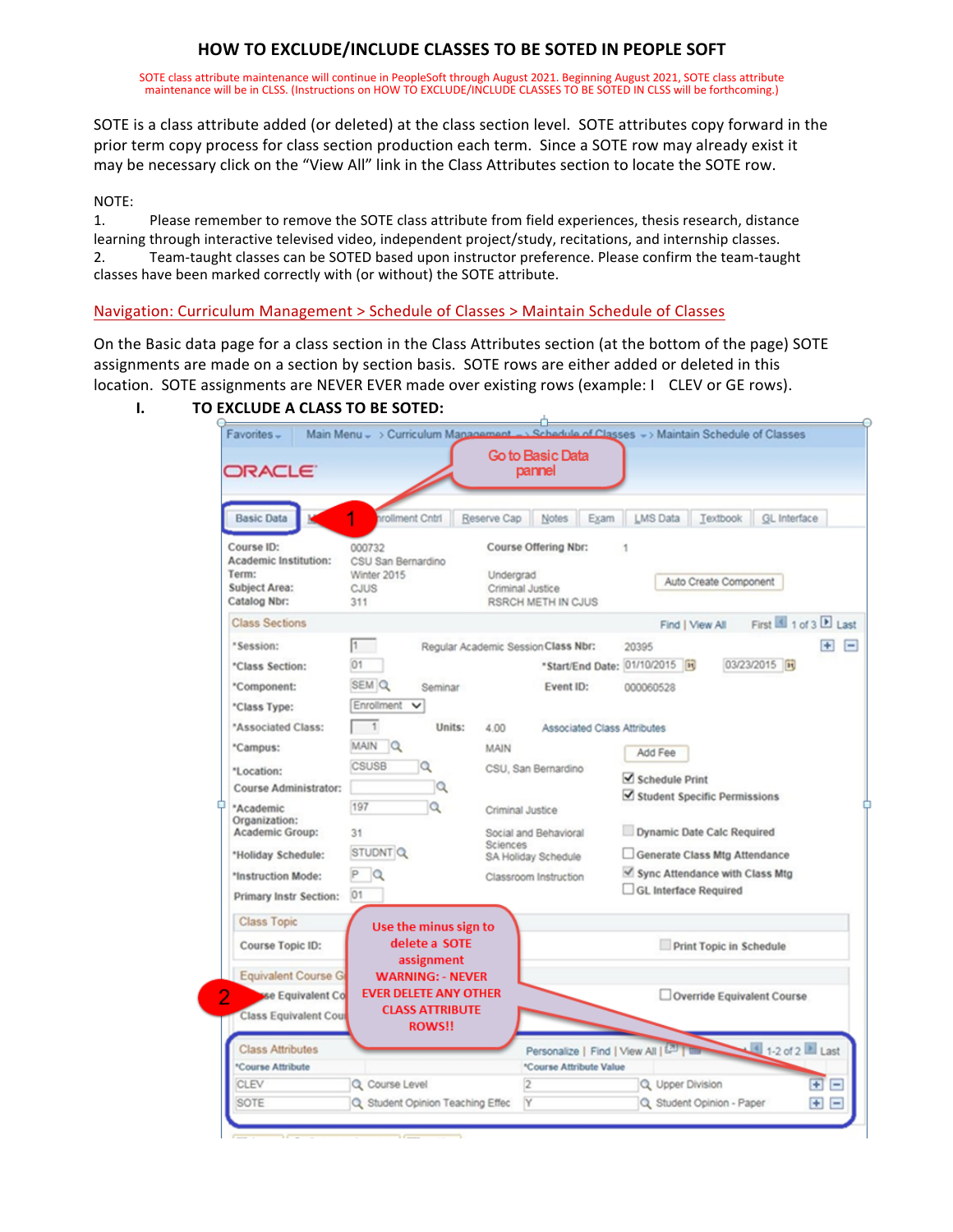# HOW TO EXCLUDE/INCLUDE CLASSES TO BE SOTED IN PEOPLE SOFT

SOTE class attribute maintenance will continue in PeopleSoft through August 2021. Beginning August 2021, SOTE class attribute maintenance will be in CLSS. (Instructions on HOW TO EXCLUDE/INCLUDE CLASSES TO BE SOTED IN CLSS will be forthcoming.)

SOTE is a class attribute added (or deleted) at the class section level. SOTE attributes copy forward in the prior term copy process for class section production each term. Since a SOTE row may already exist it may be necessary click on the "View All" link in the Class Attributes section to locate the SOTE row.

NOTE:

1. Please remember to remove the SOTE class attribute from field experiences, thesis research, distance learning through interactive televised video, independent project/study, recitations, and internship classes.
2. Team-taught classes can be SOTED based upon instructor preference. Please confirm the team-taught classes have been marked correctly with (or without) the SOTE attribute.

Navigation: Curriculum Management > Schedule of Classes > Maintain Schedule of Classes

On the Basic data page for a class section in the Class Attributes section (at the bottom of the page) SOTE assignments are made on a section by section basis. SOTE rows are either added or deleted in this location. SOTE assignments are NEVER EVER made over existing rows (example: l CLEV or GE rows).

## I. TO EXCLUDE A CLASS TO BE SOTED: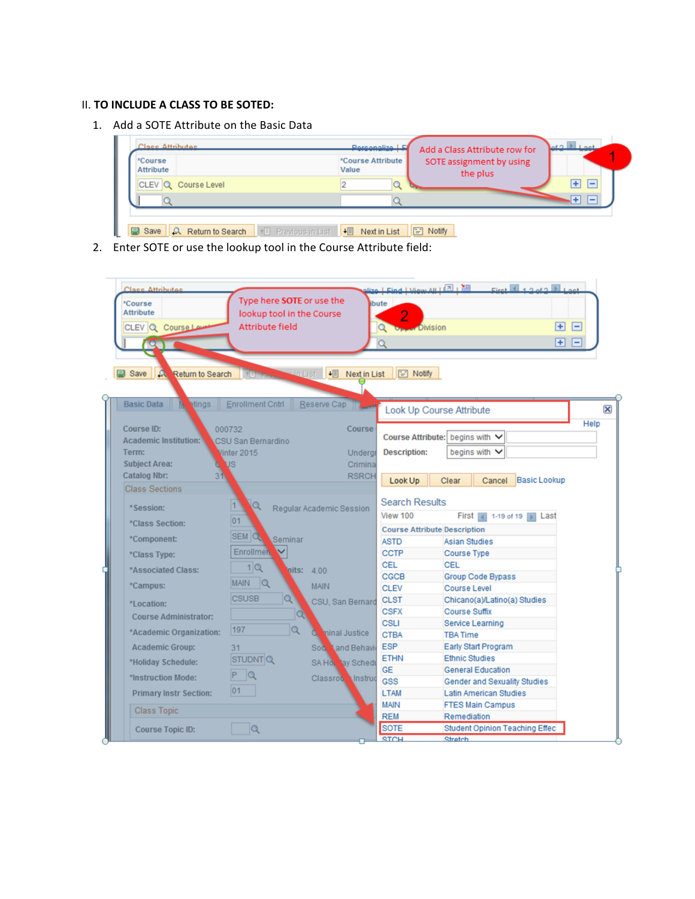II. **TO INCLUDE A CLASS TO BE SOTED:**

1. Add a SOTE Attribute on the Basic Data

2. Enter SOTE or use the lookup tool in the Course Attribute field: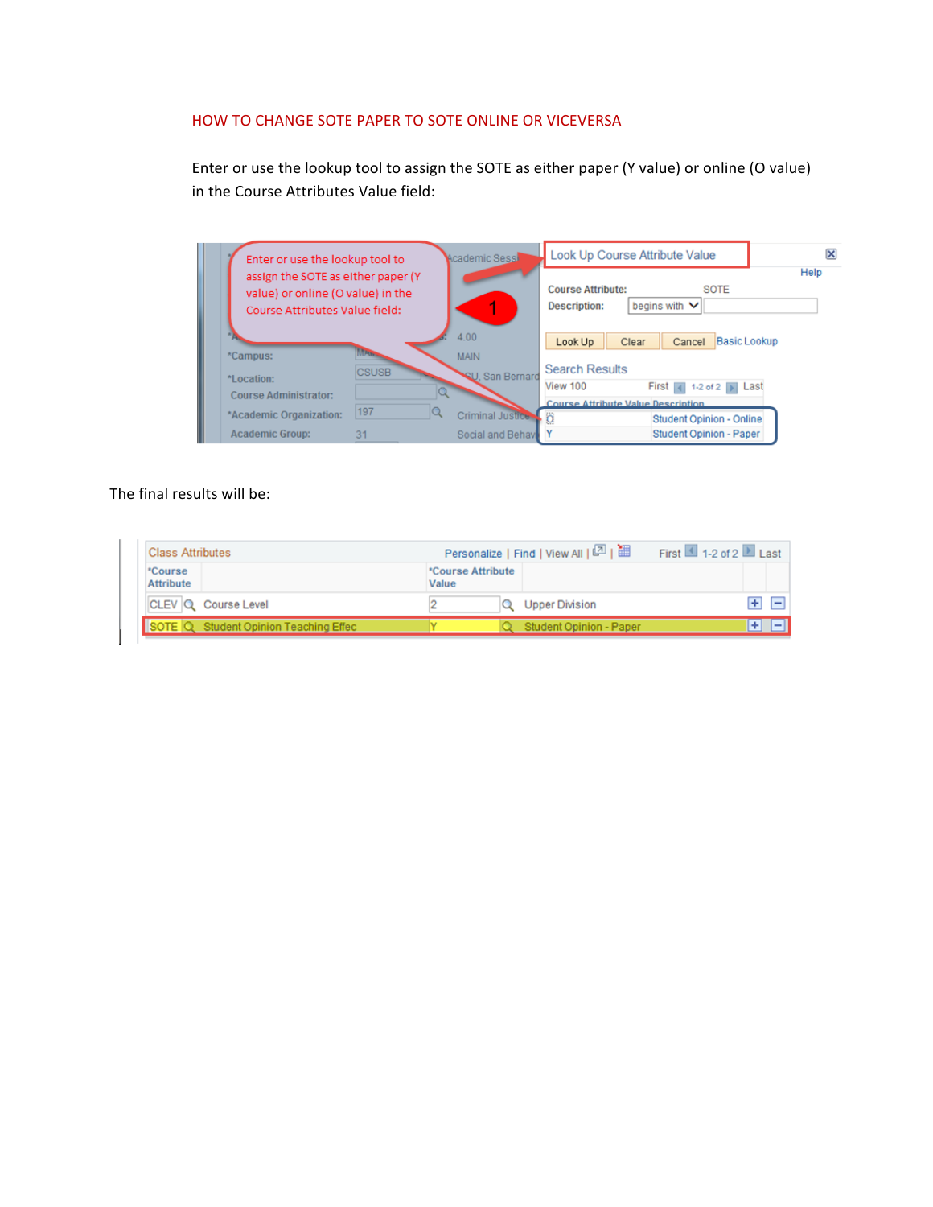HOW TO CHANGE SOTE PAPER TO SOTE ONLINE OR VICEVERSA

Enter or use the lookup tool to assign the SOTE as either paper (Y value) or online (O value) in the Course Attributes Value field:

The final results will be: